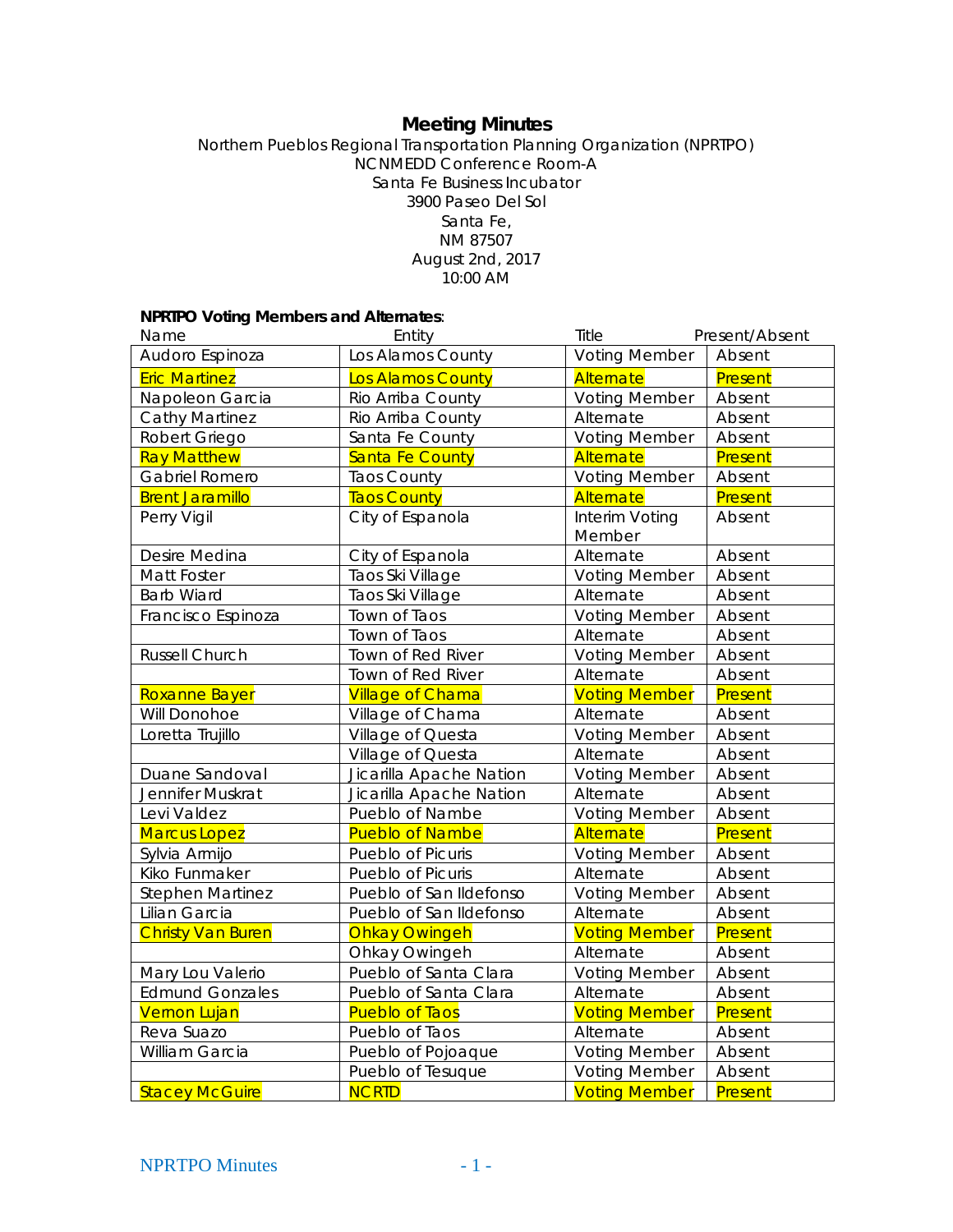# Meeting Minutes

Northern Pueblos Regional Transportation Planning Organization (NPRTPO)
NCNMEDD Conference Room-A
Santa Fe Business Incubator
3900 Paseo Del Sol
Santa Fe,
NM 87507
August 2nd, 2017
10:00 AM

**NPRTPO Voting Members and Alternates**:

| Name | Entity | Title | Present/Absent |
|---|---|---|---|
| Audoro Espinoza | Los Alamos County | Voting Member | Absent |
| Eric Martinez | Los Alamos County | Alternate | Present |
| Napoleon Garcia | Rio Arriba County | Voting Member | Absent |
| Cathy Martinez | Rio Arriba County | Alternate | Absent |
| Robert Griego | Santa Fe County | Voting Member | Absent |
| Ray Matthew | Santa Fe County | Alternate | Present |
| Gabriel Romero | Taos County | Voting Member | Absent |
| Brent Jaramillo | Taos County | Alternate | Present |
| Perry Vigil | City of Espanola | Interim Voting Member | Absent |
| Desire Medina | City of Espanola | Alternate | Absent |
| Matt Foster | Taos Ski Village | Voting Member | Absent |
| Barb Wiard | Taos Ski Village | Alternate | Absent |
| Francisco Espinoza | Town of Taos | Voting Member | Absent |
| | Town of Taos | Alternate | Absent |
| Russell Church | Town of Red River | Voting Member | Absent |
| | Town of Red River | Alternate | Absent |
| Roxanne Bayer | Village of Chama | Voting Member | Present |
| Will Donohoe | Village of Chama | Alternate | Absent |
| Loretta Trujillo | Village of Questa | Voting Member | Absent |
| | Village of Questa | Alternate | Absent |
| Duane Sandoval | Jicarilla Apache Nation | Voting Member | Absent |
| Jennifer Muskrat | Jicarilla Apache Nation | Alternate | Absent |
| Levi Valdez | Pueblo of Nambe | Voting Member | Absent |
| Marcus Lopez | Pueblo of Nambe | Alternate | Present |
| Sylvia Armijo | Pueblo of Picuris | Voting Member | Absent |
| Kiko Funmaker | Pueblo of Picuris | Alternate | Absent |
| Stephen Martinez | Pueblo of San Ildefonso | Voting Member | Absent |
| Lilian Garcia | Pueblo of San Ildefonso | Alternate | Absent |
| Christy Van Buren | Ohkay Owingeh | Voting Member | Present |
| | Ohkay Owingeh | Alternate | Absent |
| Mary Lou Valerio | Pueblo of Santa Clara | Voting Member | Absent |
| Edmund Gonzales | Pueblo of Santa Clara | Alternate | Absent |
| Vernon Lujan | Pueblo of Taos | Voting Member | Present |
| Reva Suazo | Pueblo of Taos | Alternate | Absent |
| William Garcia | Pueblo of Pojoaque | Voting Member | Absent |
| | Pueblo of Tesuque | Voting Member | Absent |
| Stacey McGuire | NCRTD | Voting Member | Present |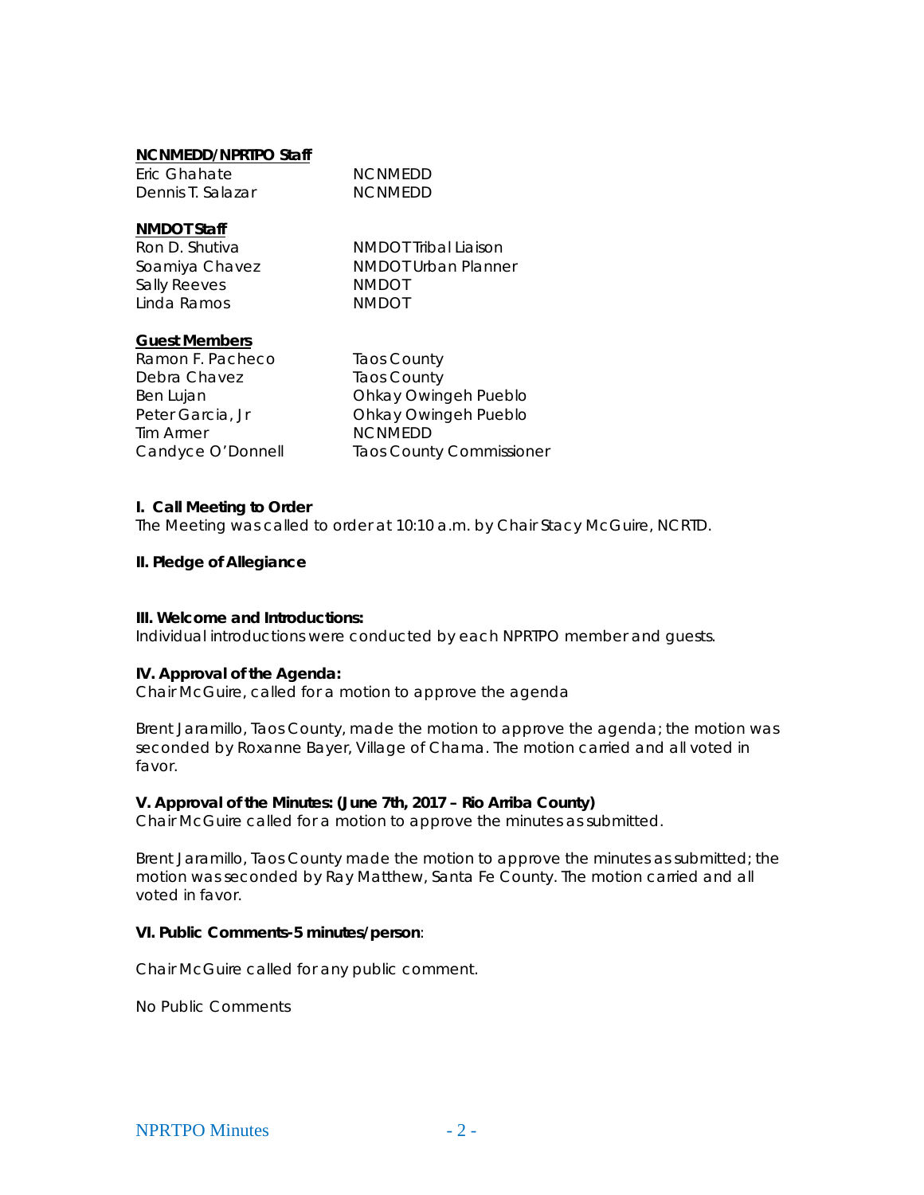**NCNMEDD/NPRTPO Staff**

| | |
|---|---|
| Eric Ghahate | NCNMEDD |
| Dennis T. Salazar | NCNMEDD |

**NMDOT Staff**

| | |
|---|---|
| Ron D. Shutiva | NMDOT Tribal Liaison |
| Soamiya Chavez | NMDOT Urban Planner |
| Sally Reeves | NMDOT |
| Linda Ramos | NMDOT |

**Guest Members**

| | |
|---|---|
| Ramon F. Pacheco | Taos County |
| Debra Chavez | Taos County |
| Ben Lujan | Ohkay Owingeh Pueblo |
| Peter Garcia, Jr | Ohkay Owingeh Pueblo |
| Tim Armer | NCNMEDD |
| Candyce O'Donnell | Taos County Commissioner |

**I. Call Meeting to Order**

The Meeting was called to order at 10:10 a.m. by Chair Stacy McGuire, NCRTD.

**II. Pledge of Allegiance**

**III. Welcome and Introductions:**

Individual introductions were conducted by each NPRTPO member and guests.

**IV. Approval of the Agenda:**

Chair McGuire, called for a motion to approve the agenda

Brent Jaramillo, Taos County, made the motion to approve the agenda; the motion was seconded by Roxanne Bayer, Village of Chama. The motion carried and all voted in favor.

**V. Approval of the Minutes: (June 7th, 2017 – Rio Arriba County)**

Chair McGuire called for a motion to approve the minutes as submitted.

Brent Jaramillo, Taos County made the motion to approve the minutes as submitted; the motion was seconded by Ray Matthew, Santa Fe County. The motion carried and all voted in favor.

**VI. Public Comments-5 minutes/person**:

Chair McGuire called for any public comment.

No Public Comments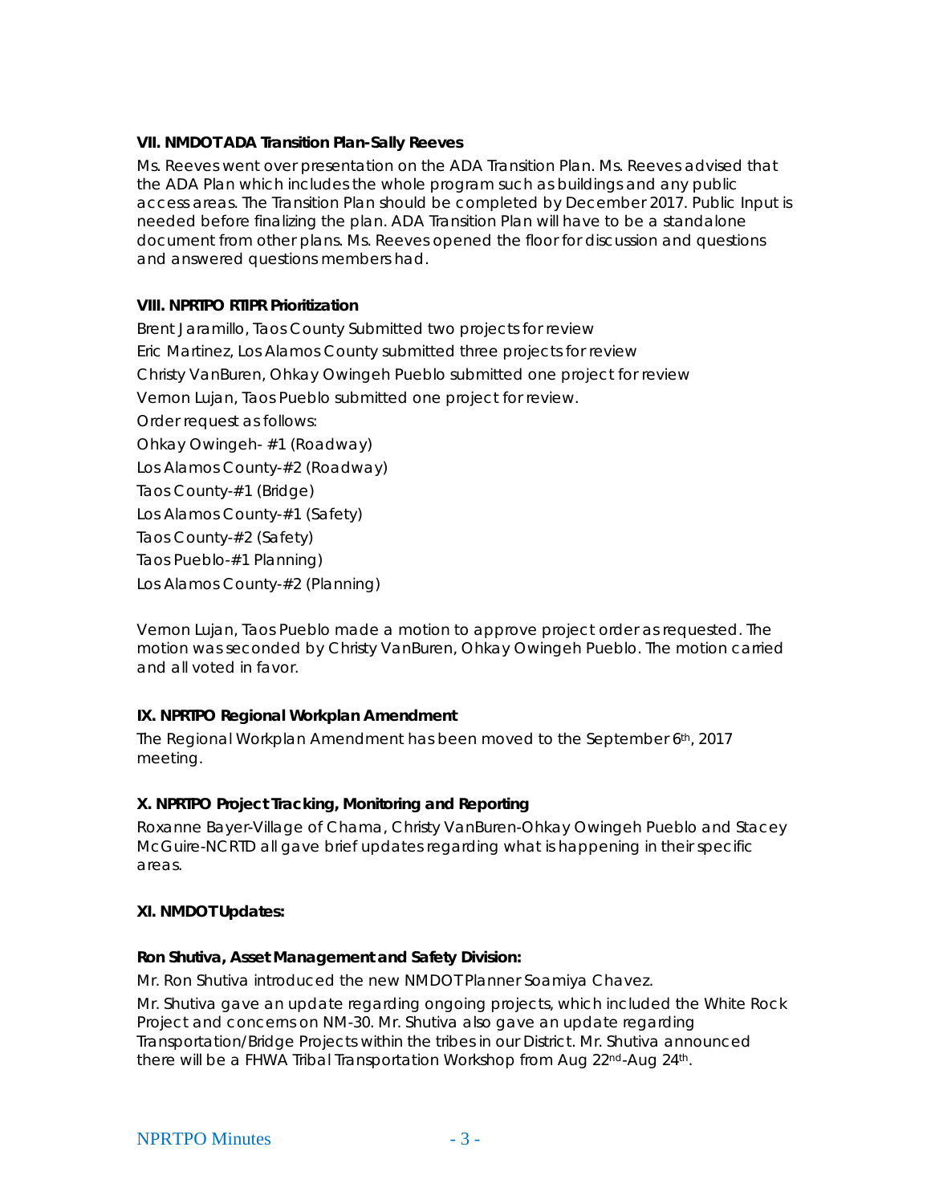**VII. NMDOT ADA Transition Plan-Sally Reeves**

Ms. Reeves went over presentation on the ADA Transition Plan. Ms. Reeves advised that the ADA Plan which includes the whole program such as buildings and any public access areas. The Transition Plan should be completed by December 2017. Public Input is needed before finalizing the plan. ADA Transition Plan will have to be a standalone document from other plans. Ms. Reeves opened the floor for discussion and questions and answered questions members had.

**VIII. NPRTPO RTIPR Prioritization**

Brent Jaramillo, Taos County Submitted two projects for review

Eric Martinez, Los Alamos County submitted three projects for review

Christy VanBuren, Ohkay Owingeh Pueblo submitted one project for review

Vernon Lujan, Taos Pueblo submitted one project for review.

Order request as follows:

Ohkay Owingeh- #1 (Roadway)

Los Alamos County-#2 (Roadway)

Taos County-#1 (Bridge)

Los Alamos County-#1 (Safety)

Taos County-#2 (Safety)

Taos Pueblo-#1 Planning)

Los Alamos County-#2 (Planning)

Vernon Lujan, Taos Pueblo made a motion to approve project order as requested. The motion was seconded by Christy VanBuren, Ohkay Owingeh Pueblo. The motion carried and all voted in favor.

**IX. NPRTPO Regional Workplan Amendment**

The Regional Workplan Amendment has been moved to the September 6th, 2017 meeting.

**X. NPRTPO Project Tracking, Monitoring and Reporting**

Roxanne Bayer-Village of Chama, Christy VanBuren-Ohkay Owingeh Pueblo and Stacey McGuire-NCRTD all gave brief updates regarding what is happening in their specific areas.

**XI. NMDOT Updates:**

**Ron Shutiva, Asset Management and Safety Division:**

Mr. Ron Shutiva introduced the new NMDOT Planner Soamiya Chavez.

Mr. Shutiva gave an update regarding ongoing projects, which included the White Rock Project and concerns on NM-30. Mr. Shutiva also gave an update regarding Transportation/Bridge Projects within the tribes in our District. Mr. Shutiva announced there will be a FHWA Tribal Transportation Workshop from Aug 22nd-Aug 24th.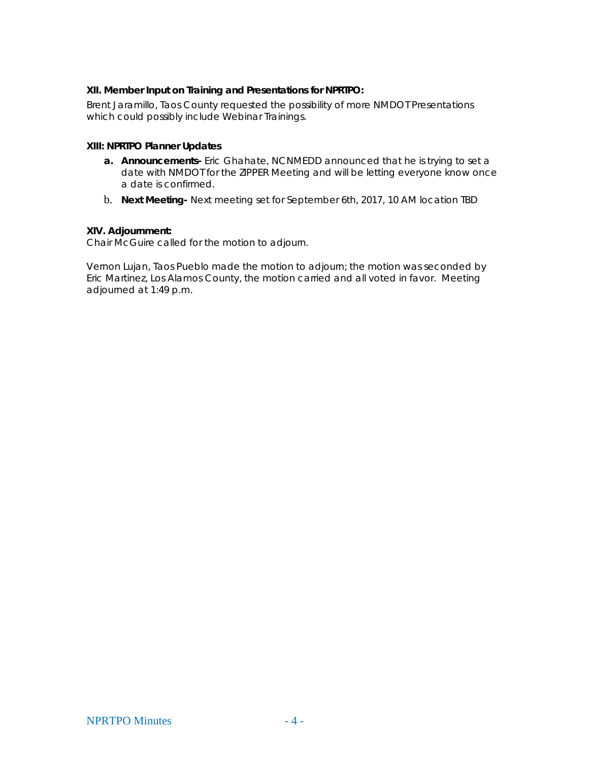**XII. Member Input on Training and Presentations for NPRTPO:**

Brent Jaramillo, Taos County requested the possibility of more NMDOT Presentations which could possibly include Webinar Trainings.

**XIII: NPRTPO Planner Updates**

a. **Announcements-** Eric Ghahate, NCNMEDD announced that he is trying to set a date with NMDOT for the ZIPPER Meeting and will be letting everyone know once a date is confirmed.

b. **Next Meeting-** Next meeting set for September 6th, 2017, 10 AM location TBD

**XIV. Adjournment:**

Chair McGuire called for the motion to adjourn.

Vernon Lujan, Taos Pueblo made the motion to adjourn; the motion was seconded by Eric Martinez, Los Alamos County, the motion carried and all voted in favor. Meeting adjourned at 1:49 p.m.